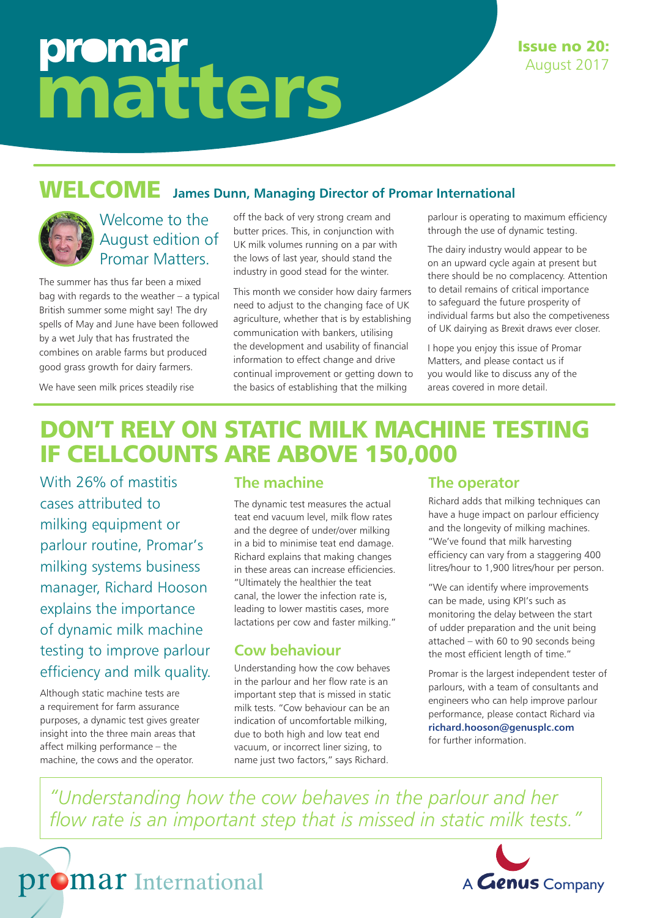# promar matters

**Issue no 20:** August 2017

## WELCOME James Dunn, Managing Director of Promar International

Welcome to the August edition of Promar Matters.

The summer has thus far been a mixed bag with regards to the weather – a typical British summer some might say! The dry spells of May and June have been followed by a wet July that has frustrated the combines on arable farms but produced good grass growth for dairy farmers.

We have seen milk prices steadily rise off the back of very strong cream and butter prices. This, in conjunction with UK milk volumes running on a par with the lows of last year, should stand the industry in good stead for the winter.

This month we consider how dairy farmers need to adjust to the changing face of UK agriculture, whether that is by establishing communication with bankers, utilising the development and usability of financial information to effect change and drive continual improvement or getting down to the basics of establishing that the milking parlour is operating to maximum efficiency through the use of dynamic testing.

The dairy industry would appear to be on an upward cycle again at present but there should be no complacency. Attention to detail remains of critical importance to safeguard the future prosperity of individual farms but also the competiveness of UK dairying as Brexit draws ever closer.

I hope you enjoy this issue of Promar Matters, and please contact us if you would like to discuss any of the areas covered in more detail.

## DON'T RELY ON STATIC MILK MACHINE TESTING IF CELLCOUNTS ARE ABOVE 150,000

With 26% of mastitis cases attributed to milking equipment or parlour routine, Promar's milking systems business manager, Richard Hooson explains the importance of dynamic milk machine testing to improve parlour efficiency and milk quality.

Although static machine tests are a requirement for farm assurance purposes, a dynamic test gives greater insight into the three main areas that affect milking performance – the machine, the cows and the operator.

### The machine

The dynamic test measures the actual teat end vacuum level, milk flow rates and the degree of under/over milking in a bid to minimise teat end damage. Richard explains that making changes in these areas can increase efficiencies. "Ultimately the healthier the teat canal, the lower the infection rate is, leading to lower mastitis cases, more lactations per cow and faster milking."

### Cow behaviour

Understanding how the cow behaves in the parlour and her flow rate is an important step that is missed in static milk tests. "Cow behaviour can be an indication of uncomfortable milking, due to both high and low teat end vacuum, or incorrect liner sizing, to name just two factors," says Richard.

### The operator

Richard adds that milking techniques can have a huge impact on parlour efficiency and the longevity of milking machines. "We've found that milk harvesting efficiency can vary from a staggering 400 litres/hour to 1,900 litres/hour per person.

"We can identify where improvements can be made, using KPI's such as monitoring the delay between the start of udder preparation and the unit being attached – with 60 to 90 seconds being the most efficient length of time."

Promar is the largest independent tester of parlours, with a team of consultants and engineers who can help improve parlour performance, please contact Richard via **richard.hooson@genusplc.com** for further information.

> *"Understanding how the cow behaves in the parlour and her flow rate is an important step that is missed in static milk tests."*

promar International

A Genus Company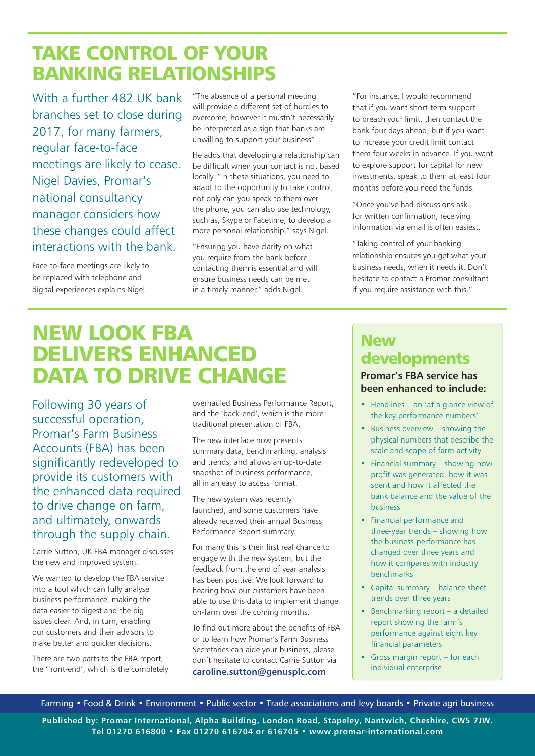# TAKE CONTROL OF YOUR BANKING RELATIONSHIPS

With a further 482 UK bank branches set to close during 2017, for many farmers, regular face-to-face meetings are likely to cease. Nigel Davies, Promar's national consultancy manager considers how these changes could affect interactions with the bank.

Face-to-face meetings are likely to be replaced with telephone and digital experiences explains Nigel.

"The absence of a personal meeting will provide a different set of hurdles to overcome, however it mustn't necessarily be interpreted as a sign that banks are unwilling to support your business".

He adds that developing a relationship can be difficult when your contact is not based locally. "In these situations, you need to adapt to the opportunity to take control, not only can you speak to them over the phone, you can also use technology, such as, Skype or Facetime, to develop a more personal relationship," says Nigel.

"Ensuring you have clarity on what you require from the bank before contacting them is essential and will ensure business needs can be met in a timely manner," adds Nigel.

"For instance, I would recommend that if you want short-term support to breach your limit, then contact the bank four days ahead, but if you want to increase your credit limit contact them four weeks in advance. If you want to explore support for capital for new investments, speak to them at least four months before you need the funds.

"Once you've had discussions ask for written confirmation, receiving information via email is often easiest.

"Taking control of your banking relationship ensures you get what your business needs, when it needs it. Don't hesitate to contact a Promar consultant if you require assistance with this."

# NEW LOOK FBA DELIVERS ENHANCED DATA TO DRIVE CHANGE

Following 30 years of successful operation, Promar's Farm Business Accounts (FBA) has been significantly redeveloped to provide its customers with the enhanced data required to drive change on farm, and ultimately, onwards through the supply chain.

Carrie Sutton, UK FBA manager discusses the new and improved system.

We wanted to develop the FBA service into a tool which can fully analyse business performance, making the data easier to digest and the big issues clear. And, in turn, enabling our customers and their advisors to make better and quicker decisions.

There are two parts to the FBA report, the 'front-end', which is the completely overhauled Business Performance Report, and the 'back-end', which is the more traditional presentation of FBA.

The new interface now presents summary data, benchmarking, analysis and trends, and allows an up-to-date snapshot of business performance, all in an easy to access format.

The new system was recently launched, and some customers have already received their annual Business Performance Report summary.

For many this is their first real chance to engage with the new system, but the feedback from the end of year analysis has been positive. We look forward to hearing how our customers have been able to use this data to implement change on-farm over the coming months.

To find out more about the benefits of FBA or to learn how Promar's Farm Business Secretaries can aide your business, please don't hesitate to contact Carrie Sutton via **caroline.sutton@genusplc.com**

## New developments

**Promar's FBA service has been enhanced to include:**

- Headlines – an 'at a glance view of the key performance numbers'
- Business overview – showing the physical numbers that describe the scale and scope of farm activity
- Financial summary – showing how profit was generated, how it was spent and how it affected the bank balance and the value of the business
- Financial performance and three-year trends – showing how the business performance has changed over three years and how it compares with industry benchmarks
- Capital summary – balance sheet trends over three years
- Benchmarking report – a detailed report showing the farm's performance against eight key financial parameters
- Gross margin report – for each individual enterprise

Farming • Food & Drink • Environment • Public sector • Trade associations and levy boards • Private agri business

**Published by: Promar International, Alpha Building, London Road, Stapeley, Nantwich, Cheshire, CW5 7JW. Tel 01270 616800 • Fax 01270 616704 or 616705 • www.promar-international.com**